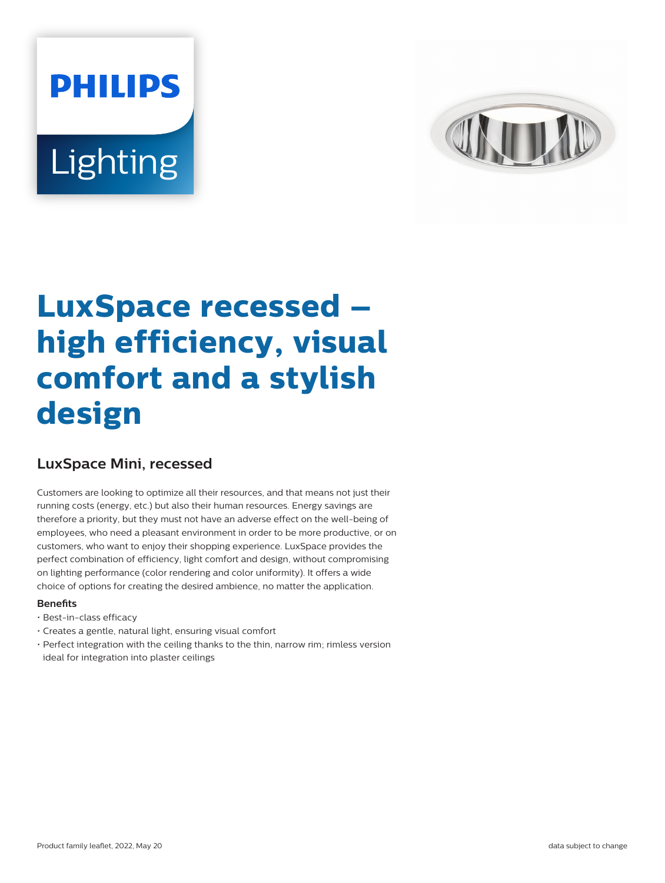# LuxSpace recessed – high efficiency, visual comfort and a stylish design

## LuxSpace Mini, recessed

Customers are looking to optimize all their resources, and that means not just their running costs (energy, etc.) but also their human resources. Energy savings are therefore a priority, but they must not have an adverse effect on the well-being of employees, who need a pleasant environment in order to be more productive, or on customers, who want to enjoy their shopping experience. LuxSpace provides the perfect combination of efficiency, light comfort and design, without compromising on lighting performance (color rendering and color uniformity). It offers a wide choice of options for creating the desired ambience, no matter the application.

**Benefits**

- Best-in-class efficacy
- Creates a gentle, natural light, ensuring visual comfort
- Perfect integration with the ceiling thanks to the thin, narrow rim; rimless version ideal for integration into plaster ceilings

Product family leaflet, 2022, May 20

data subject to change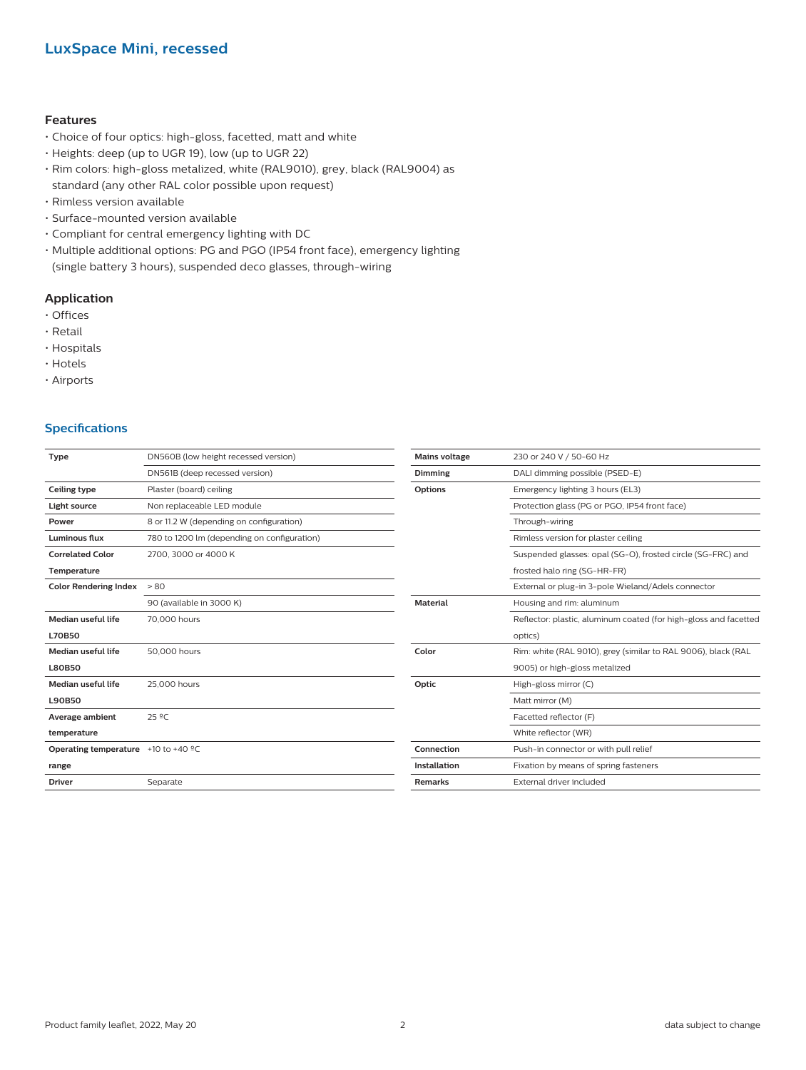# LuxSpace Mini, recessed

## Features

- Choice of four optics: high-gloss, facetted, matt and white
- Heights: deep (up to UGR 19), low (up to UGR 22)
- Rim colors: high-gloss metalized, white (RAL9010), grey, black (RAL9004) as standard (any other RAL color possible upon request)
- Rimless version available
- Surface-mounted version available
- Compliant for central emergency lighting with DC
- Multiple additional options: PG and PGO (IP54 front face), emergency lighting (single battery 3 hours), suspended deco glasses, through-wiring

## Application

- Offices
- Retail
- Hospitals
- Hotels
- Airports

## Specifications

| | |
|---|---|
| **Type** | DN560B (low height recessed version) |
| | DN561B (deep recessed version) |
| **Ceiling type** | Plaster (board) ceiling |
| **Light source** | Non replaceable LED module |
| **Power** | 8 or 11.2 W (depending on configuration) |
| **Luminous flux** | 780 to 1200 lm (depending on configuration) |
| **Correlated Color Temperature** | 2700, 3000 or 4000 K |
| **Color Rendering Index** | > 80 |
| | 90 (available in 3000 K) |
| **Median useful life L70B50** | 70,000 hours |
| **Median useful life L80B50** | 50,000 hours |
| **Median useful life L90B50** | 25,000 hours |
| **Average ambient temperature** | 25 ºC |
| **Operating temperature range** | +10 to +40 ºC |
| **Driver** | Separate |

| | |
|---|---|
| **Mains voltage** | 230 or 240 V / 50-60 Hz |
| **Dimming** | DALI dimming possible (PSED-E) |
| **Options** | Emergency lighting 3 hours (EL3) |
| | Protection glass (PG or PGO, IP54 front face) |
| | Through-wiring |
| | Rimless version for plaster ceiling |
| | Suspended glasses: opal (SG-O), frosted circle (SG-FRC) and frosted halo ring (SG-HR-FR) |
| | External or plug-in 3-pole Wieland/Adels connector |
| **Material** | Housing and rim: aluminum |
| | Reflector: plastic, aluminum coated (for high-gloss and facetted optics) |
| **Color** | Rim: white (RAL 9010), grey (similar to RAL 9006), black (RAL 9005) or high-gloss metalized |
| **Optic** | High-gloss mirror (C) |
| | Matt mirror (M) |
| | Facetted reflector (F) |
| | White reflector (WR) |
| **Connection** | Push-in connector or with pull relief |
| **Installation** | Fixation by means of spring fasteners |
| **Remarks** | External driver included |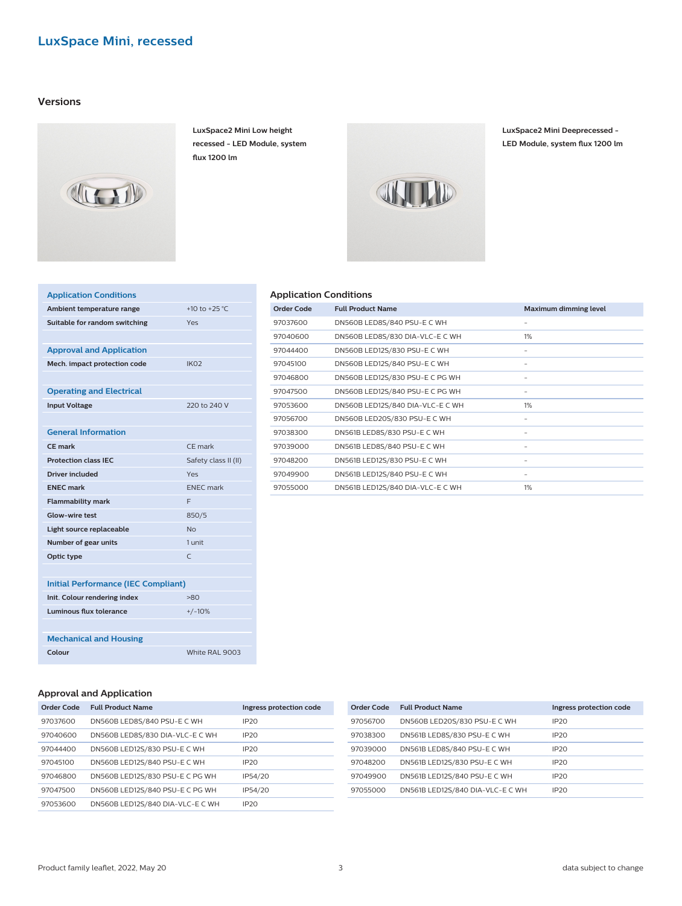# LuxSpace Mini, recessed

## Versions

**LuxSpace2 Mini Low height recessed - LED Module, system flux 1200 lm**

**LuxSpace2 Mini Deeprecessed - LED Module, system flux 1200 lm**

### Application Conditions

| | |
|---|---|
| Ambient temperature range | +10 to +25 °C |
| Suitable for random switching | Yes |

### Approval and Application

| | |
|---|---|
| Mech. impact protection code | IK02 |

### Operating and Electrical

| | |
|---|---|
| Input Voltage | 220 to 240 V |

### General Information

| | |
|---|---|
| CE mark | CE mark |
| Protection class IEC | Safety class II (II) |
| Driver included | Yes |
| ENEC mark | ENEC mark |
| Flammability mark | F |
| Glow-wire test | 850/5 |
| Light source replaceable | No |
| Number of gear units | 1 unit |
| Optic type | C |

### Initial Performance (IEC Compliant)

| | |
|---|---|
| Init. Colour rendering index | >80 |
| Luminous flux tolerance | +/-10% |

### Mechanical and Housing

| | |
|---|---|
| Colour | White RAL 9003 |

## Application Conditions

| Order Code | Full Product Name | Maximum dimming level |
|---|---|---|
| 97037600 | DN560B LED8S/840 PSU-E C WH | - |
| 97040600 | DN560B LED8S/830 DIA-VLC-E C WH | 1% |
| 97044400 | DN560B LED12S/830 PSU-E C WH | - |
| 97045100 | DN560B LED12S/840 PSU-E C WH | - |
| 97046800 | DN560B LED12S/830 PSU-E C PG WH | - |
| 97047500 | DN560B LED12S/840 PSU-E C PG WH | - |
| 97053600 | DN560B LED12S/840 DIA-VLC-E C WH | 1% |
| 97056700 | DN560B LED20S/830 PSU-E C WH | - |
| 97038300 | DN561B LED8S/830 PSU-E C WH | - |
| 97039000 | DN561B LED8S/840 PSU-E C WH | - |
| 97048200 | DN561B LED12S/830 PSU-E C WH | - |
| 97049900 | DN561B LED12S/840 PSU-E C WH | - |
| 97055000 | DN561B LED12S/840 DIA-VLC-E C WH | 1% |

## Approval and Application

| Order Code | Full Product Name | Ingress protection code |
|---|---|---|
| 97037600 | DN560B LED8S/840 PSU-E C WH | IP20 |
| 97040600 | DN560B LED8S/830 DIA-VLC-E C WH | IP20 |
| 97044400 | DN560B LED12S/830 PSU-E C WH | IP20 |
| 97045100 | DN560B LED12S/840 PSU-E C WH | IP20 |
| 97046800 | DN560B LED12S/830 PSU-E C PG WH | IP54/20 |
| 97047500 | DN560B LED12S/840 PSU-E C PG WH | IP54/20 |
| 97053600 | DN560B LED12S/840 DIA-VLC-E C WH | IP20 |
| 97056700 | DN560B LED20S/830 PSU-E C WH | IP20 |
| 97038300 | DN561B LED8S/830 PSU-E C WH | IP20 |
| 97039000 | DN561B LED8S/840 PSU-E C WH | IP20 |
| 97048200 | DN561B LED12S/830 PSU-E C WH | IP20 |
| 97049900 | DN561B LED12S/840 PSU-E C WH | IP20 |
| 97055000 | DN561B LED12S/840 DIA-VLC-E C WH | IP20 |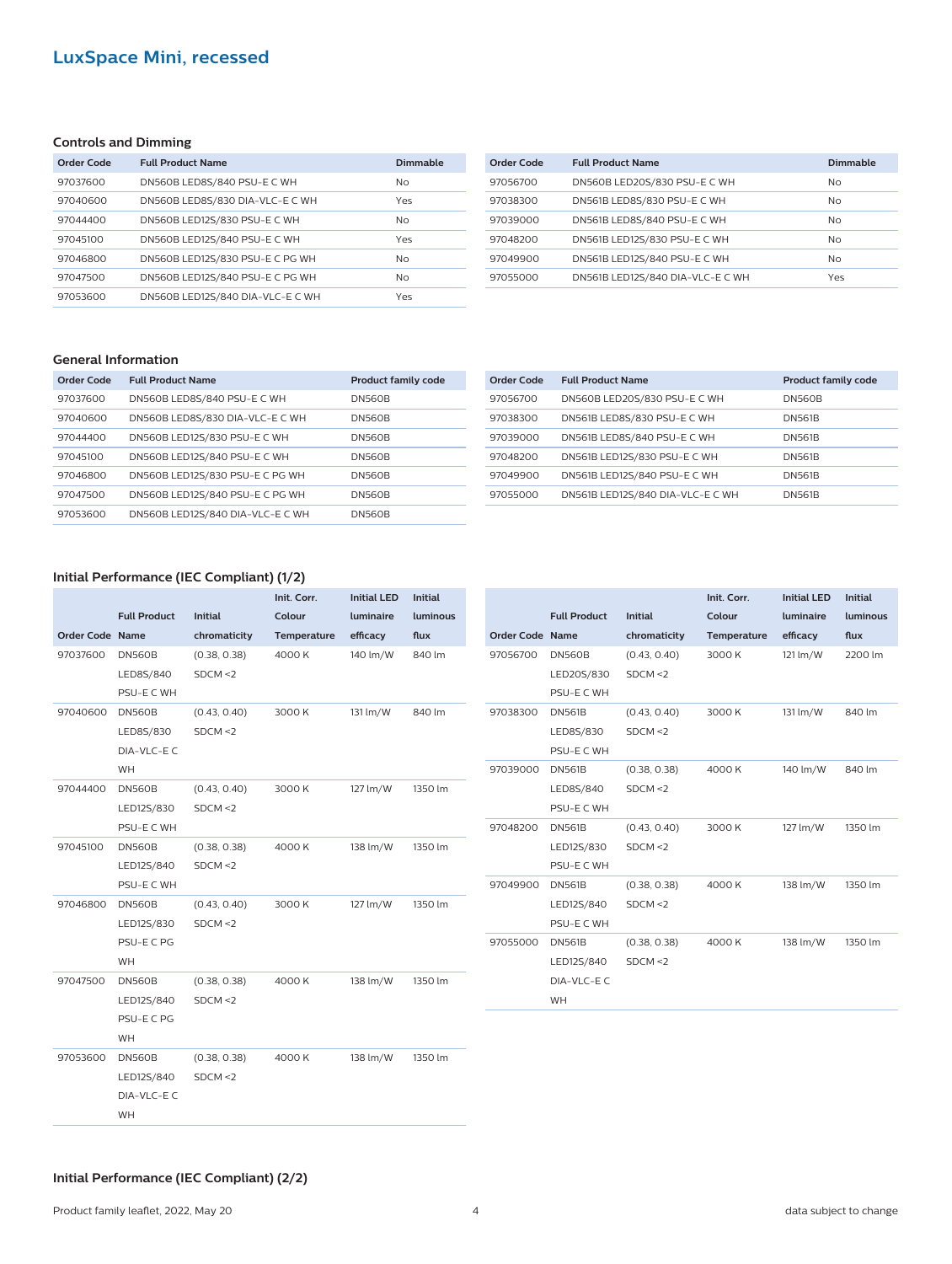## LuxSpace Mini, recessed

### Controls and Dimming

| Order Code | Full Product Name | Dimmable |
|---|---|---|
| 97037600 | DN560B LED8S/840 PSU-E C WH | No |
| 97040600 | DN560B LED8S/830 DIA-VLC-E C WH | Yes |
| 97044400 | DN560B LED12S/830 PSU-E C WH | No |
| 97045100 | DN560B LED12S/840 PSU-E C WH | Yes |
| 97046800 | DN560B LED12S/830 PSU-E C PG WH | No |
| 97047500 | DN560B LED12S/840 PSU-E C PG WH | No |
| 97053600 | DN560B LED12S/840 DIA-VLC-E C WH | Yes |
| 97056700 | DN560B LED20S/830 PSU-E C WH | No |
| 97038300 | DN561B LED8S/830 PSU-E C WH | No |
| 97039000 | DN561B LED8S/840 PSU-E C WH | No |
| 97048200 | DN561B LED12S/830 PSU-E C WH | No |
| 97049900 | DN561B LED12S/840 PSU-E C WH | No |
| 97055000 | DN561B LED12S/840 DIA-VLC-E C WH | Yes |

### General Information

| Order Code | Full Product Name | Product family code |
|---|---|---|
| 97037600 | DN560B LED8S/840 PSU-E C WH | DN560B |
| 97040600 | DN560B LED8S/830 DIA-VLC-E C WH | DN560B |
| 97044400 | DN560B LED12S/830 PSU-E C WH | DN560B |
| 97045100 | DN560B LED12S/840 PSU-E C WH | DN560B |
| 97046800 | DN560B LED12S/830 PSU-E C PG WH | DN560B |
| 97047500 | DN560B LED12S/840 PSU-E C PG WH | DN560B |
| 97053600 | DN560B LED12S/840 DIA-VLC-E C WH | DN560B |
| 97056700 | DN560B LED20S/830 PSU-E C WH | DN560B |
| 97038300 | DN561B LED8S/830 PSU-E C WH | DN561B |
| 97039000 | DN561B LED8S/840 PSU-E C WH | DN561B |
| 97048200 | DN561B LED12S/830 PSU-E C WH | DN561B |
| 97049900 | DN561B LED12S/840 PSU-E C WH | DN561B |
| 97055000 | DN561B LED12S/840 DIA-VLC-E C WH | DN561B |

### Initial Performance (IEC Compliant) (1/2)

| Order Code | Full Product Name | Initial chromaticity | Init. Corr. Colour Temperature | Initial LED luminaire efficacy | Initial luminous flux |
|---|---|---|---|---|---|
| 97037600 | DN560B LED8S/840 PSU-E C WH | (0.38, 0.38) SDCM <2 | 4000 K | 140 lm/W | 840 lm |
| 97040600 | DN560B LED8S/830 DIA-VLC-E C WH | (0.43, 0.40) SDCM <2 | 3000 K | 131 lm/W | 840 lm |
| 97044400 | DN560B LED12S/830 PSU-E C WH | (0.43, 0.40) SDCM <2 | 3000 K | 127 lm/W | 1350 lm |
| 97045100 | DN560B LED12S/840 PSU-E C WH | (0.38, 0.38) SDCM <2 | 4000 K | 138 lm/W | 1350 lm |
| 97046800 | DN560B LED12S/830 PSU-E C PG WH | (0.43, 0.40) SDCM <2 | 3000 K | 127 lm/W | 1350 lm |
| 97047500 | DN560B LED12S/840 PSU-E C PG WH | (0.38, 0.38) SDCM <2 | 4000 K | 138 lm/W | 1350 lm |
| 97053600 | DN560B LED12S/840 DIA-VLC-E C WH | (0.38, 0.38) SDCM <2 | 4000 K | 138 lm/W | 1350 lm |
| 97056700 | DN560B LED20S/830 PSU-E C WH | (0.43, 0.40) SDCM <2 | 3000 K | 121 lm/W | 2200 lm |
| 97038300 | DN561B LED8S/830 PSU-E C WH | (0.43, 0.40) SDCM <2 | 3000 K | 131 lm/W | 840 lm |
| 97039000 | DN561B LED8S/840 PSU-E C WH | (0.38, 0.38) SDCM <2 | 4000 K | 140 lm/W | 840 lm |
| 97048200 | DN561B LED12S/830 PSU-E C WH | (0.43, 0.40) SDCM <2 | 3000 K | 127 lm/W | 1350 lm |
| 97049900 | DN561B LED12S/840 PSU-E C WH | (0.38, 0.38) SDCM <2 | 4000 K | 138 lm/W | 1350 lm |
| 97055000 | DN561B LED12S/840 DIA-VLC-E C WH | (0.38, 0.38) SDCM <2 | 4000 K | 138 lm/W | 1350 lm |

### Initial Performance (IEC Compliant) (2/2)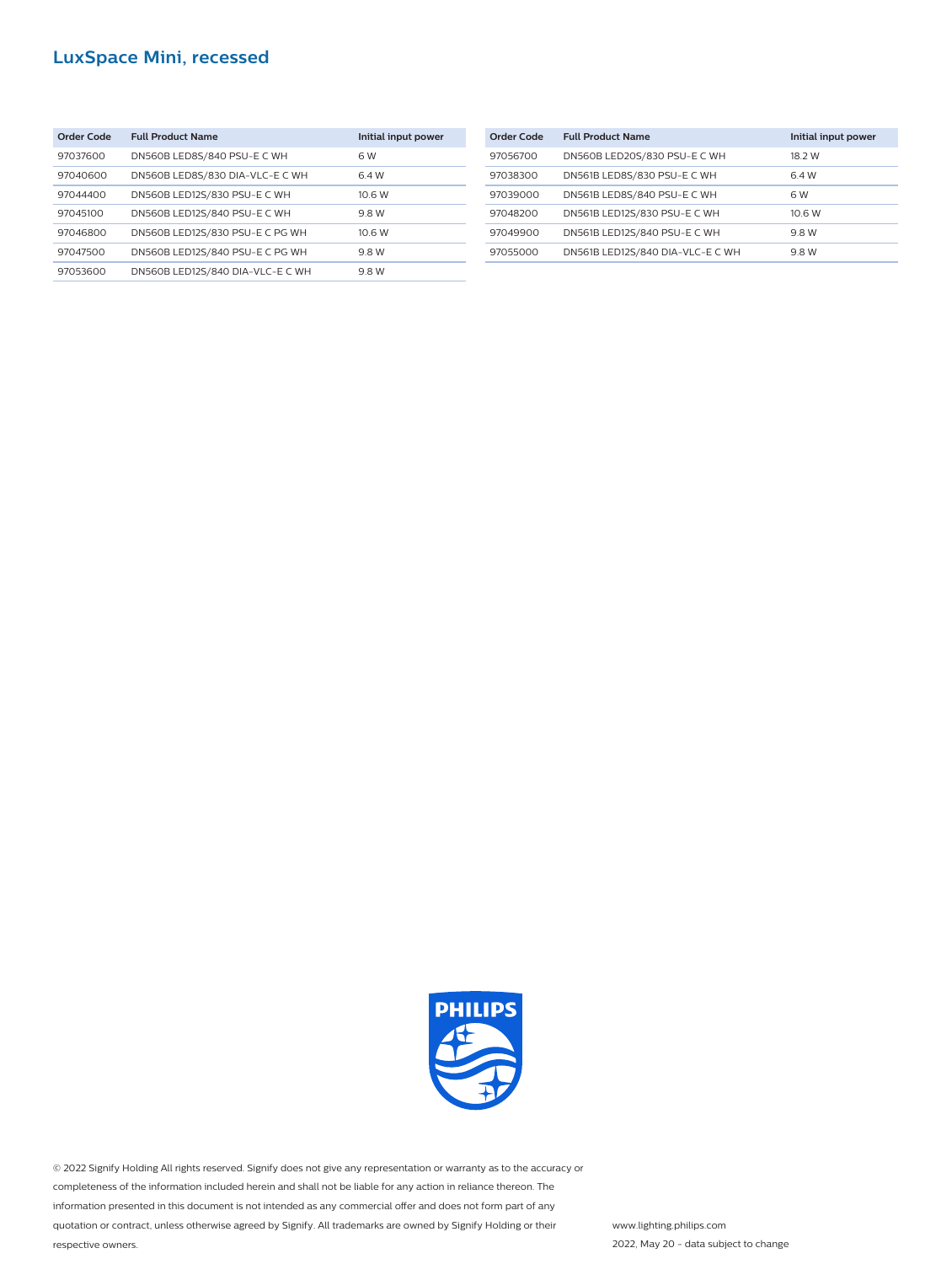## LuxSpace Mini, recessed

| Order Code | Full Product Name | Initial input power |
|---|---|---|
| 97037600 | DN560B LED8S/840 PSU-E C WH | 6 W |
| 97040600 | DN560B LED8S/830 DIA-VLC-E C WH | 6.4 W |
| 97044400 | DN560B LED12S/830 PSU-E C WH | 10.6 W |
| 97045100 | DN560B LED12S/840 PSU-E C WH | 9.8 W |
| 97046800 | DN560B LED12S/830 PSU-E C PG WH | 10.6 W |
| 97047500 | DN560B LED12S/840 PSU-E C PG WH | 9.8 W |
| 97053600 | DN560B LED12S/840 DIA-VLC-E C WH | 9.8 W |
| 97056700 | DN560B LED20S/830 PSU-E C WH | 18.2 W |
| 97038300 | DN561B LED8S/830 PSU-E C WH | 6.4 W |
| 97039000 | DN561B LED8S/840 PSU-E C WH | 6 W |
| 97048200 | DN561B LED12S/830 PSU-E C WH | 10.6 W |
| 97049900 | DN561B LED12S/840 PSU-E C WH | 9.8 W |
| 97055000 | DN561B LED12S/840 DIA-VLC-E C WH | 9.8 W |

© 2022 Signify Holding All rights reserved. Signify does not give any representation or warranty as to the accuracy or completeness of the information included herein and shall not be liable for any action in reliance thereon. The information presented in this document is not intended as any commercial offer and does not form part of any quotation or contract, unless otherwise agreed by Signify. All trademarks are owned by Signify Holding or their respective owners.

www.lighting.philips.com
2022, May 20 - data subject to change